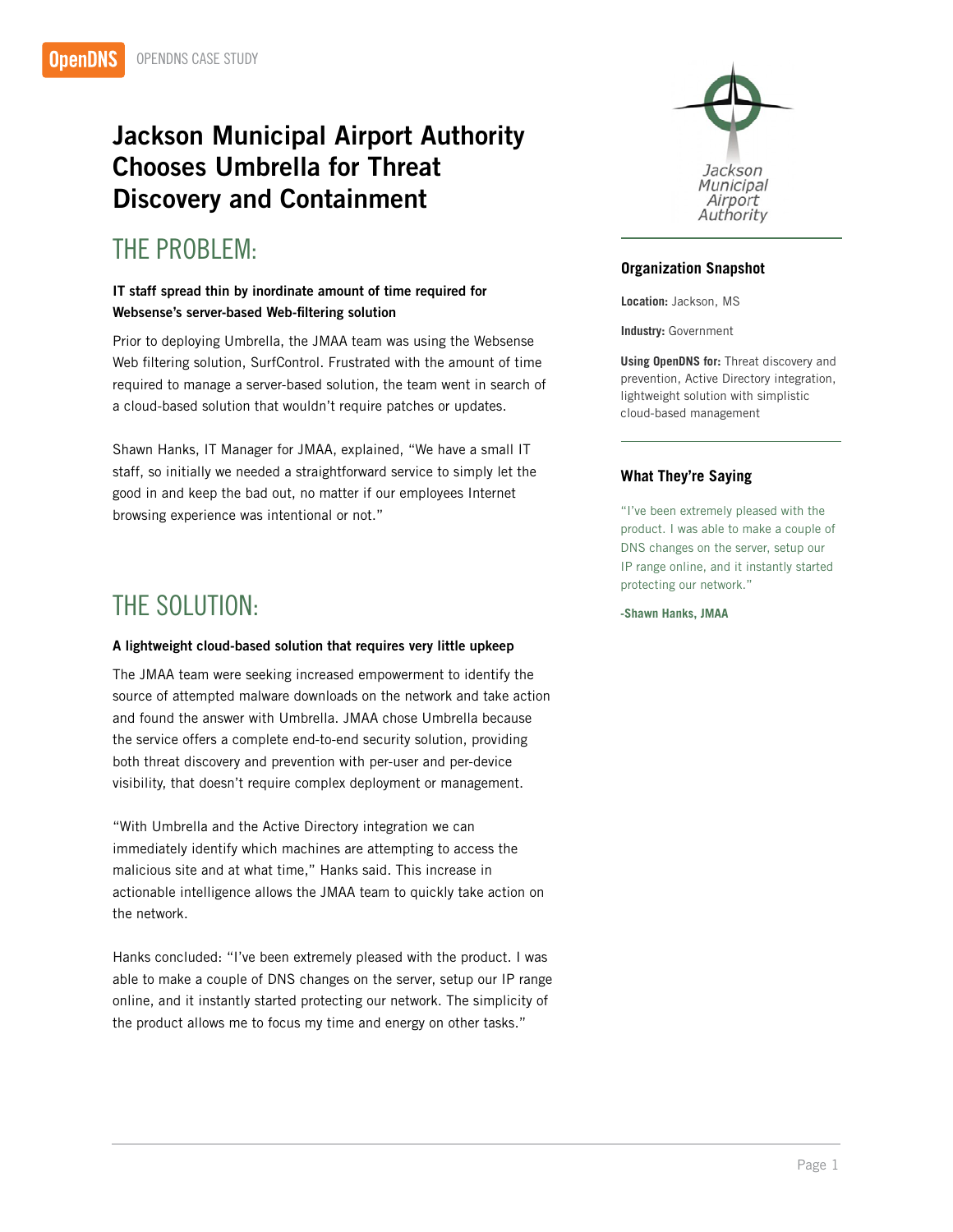OPENDNS CASE STUDY

# Jackson Municipal Airport Authority Chooses Umbrella for Threat Discovery and Containment

## THE PROBLEM:

**IT staff spread thin by inordinate amount of time required for Websense's server-based Web-filtering solution**

Prior to deploying Umbrella, the JMAA team was using the Websense Web filtering solution, SurfControl. Frustrated with the amount of time required to manage a server-based solution, the team went in search of a cloud-based solution that wouldn't require patches or updates.

Shawn Hanks, IT Manager for JMAA, explained, "We have a small IT staff, so initially we needed a straightforward service to simply let the good in and keep the bad out, no matter if our employees Internet browsing experience was intentional or not."

## THE SOLUTION:

**A lightweight cloud-based solution that requires very little upkeep**

The JMAA team were seeking increased empowerment to identify the source of attempted malware downloads on the network and take action and found the answer with Umbrella. JMAA chose Umbrella because the service offers a complete end-to-end security solution, providing both threat discovery and prevention with per-user and per-device visibility, that doesn't require complex deployment or management.

"With Umbrella and the Active Directory integration we can immediately identify which machines are attempting to access the malicious site and at what time," Hanks said. This increase in actionable intelligence allows the JMAA team to quickly take action on the network.

Hanks concluded: "I've been extremely pleased with the product. I was able to make a couple of DNS changes on the server, setup our IP range online, and it instantly started protecting our network. The simplicity of the product allows me to focus my time and energy on other tasks."

### Organization Snapshot

**Location:** Jackson, MS

**Industry:** Government

**Using OpenDNS for:** Threat discovery and prevention, Active Directory integration, lightweight solution with simplistic cloud-based management

### What They're Saying

"I've been extremely pleased with the product. I was able to make a couple of DNS changes on the server, setup our IP range online, and it instantly started protecting our network."

**-Shawn Hanks, JMAA**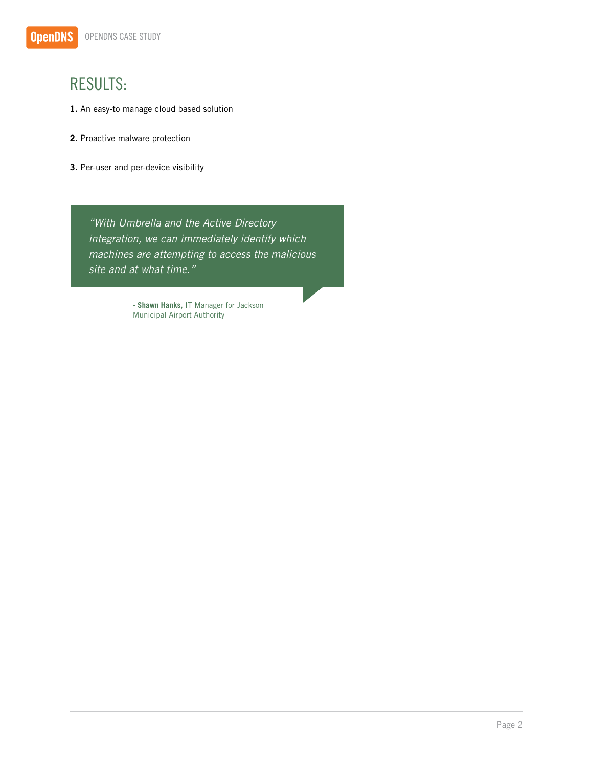## RESULTS:

**1.** An easy-to manage cloud based solution

**2.** Proactive malware protection

**3.** Per-user and per-device visibility

> *"With Umbrella and the Active Directory integration, we can immediately identify which machines are attempting to access the malicious site and at what time."*

\- **Shawn Hanks,** IT Manager for Jackson Municipal Airport Authority